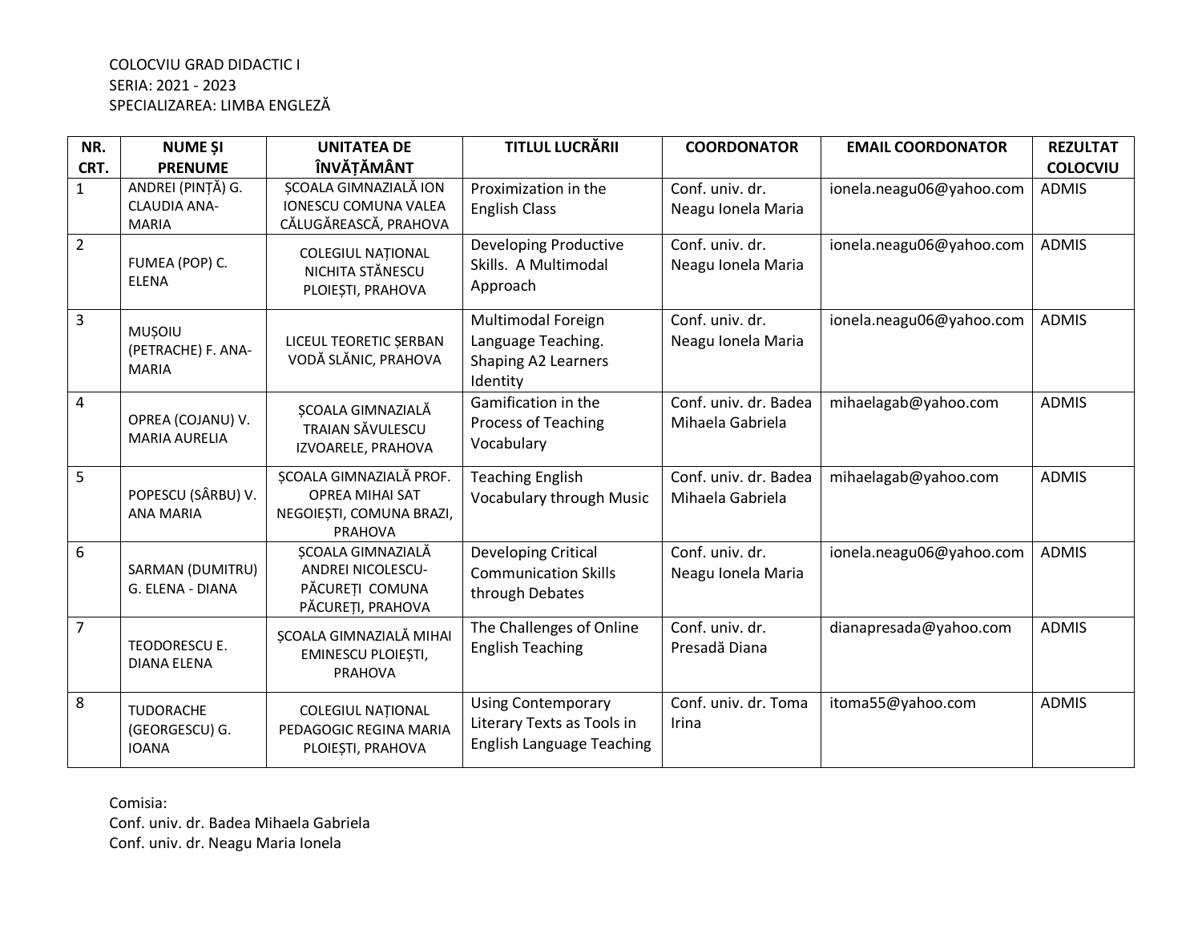COLOCVIU GRAD DIDACTIC I
SERIA: 2021 - 2023
SPECIALIZAREA: LIMBA ENGLEZĂ

| NR. CRT. | NUME ȘI PRENUME | UNITATEA DE ÎNVĂȚĂMÂNT | TITLUL LUCRĂRII | COORDONATOR | EMAIL COORDONATOR | REZULTAT COLOCVIU |
|---|---|---|---|---|---|---|
| 1 | ANDREI (PINȚĂ) G. CLAUDIA ANA-MARIA | ȘCOALA GIMNAZIALĂ ION IONESCU COMUNA VALEA CĂLUGĂREASCĂ, PRAHOVA | Proximization in the English Class | Conf. univ. dr. Neagu Ionela Maria | ionela.neagu06@yahoo.com | ADMIS |
| 2 | FUMEA (POP) C. ELENA | COLEGIUL NAȚIONAL NICHITA STĂNESCU PLOIEȘTI, PRAHOVA | Developing Productive Skills. A Multimodal Approach | Conf. univ. dr. Neagu Ionela Maria | ionela.neagu06@yahoo.com | ADMIS |
| 3 | MUȘOIU (PETRACHE) F. ANA-MARIA | LICEUL TEORETIC ȘERBAN VODĂ SLĂNIC, PRAHOVA | Multimodal Foreign Language Teaching. Shaping A2 Learners Identity | Conf. univ. dr. Neagu Ionela Maria | ionela.neagu06@yahoo.com | ADMIS |
| 4 | OPREA (COJANU) V. MARIA AURELIA | ȘCOALA GIMNAZIALĂ TRAIAN SĂVULESCU IZVOARELE, PRAHOVA | Gamification in the Process of Teaching Vocabulary | Conf. univ. dr. Badea Mihaela Gabriela | mihaelagab@yahoo.com | ADMIS |
| 5 | POPESCU (SÂRBU) V. ANA MARIA | ȘCOALA GIMNAZIALĂ PROF. OPREA MIHAI SAT NEGOIEȘTI, COMUNA BRAZI, PRAHOVA | Teaching English Vocabulary through Music | Conf. univ. dr. Badea Mihaela Gabriela | mihaelagab@yahoo.com | ADMIS |
| 6 | SARMAN (DUMITRU) G. ELENA - DIANA | ȘCOALA GIMNAZIALĂ ANDREI NICOLESCU-PĂCUREȚI COMUNA PĂCUREȚI, PRAHOVA | Developing Critical Communication Skills through Debates | Conf. univ. dr. Neagu Ionela Maria | ionela.neagu06@yahoo.com | ADMIS |
| 7 | TEODORESCU E. DIANA ELENA | ȘCOALA GIMNAZIALĂ MIHAI EMINESCU PLOIEȘTI, PRAHOVA | The Challenges of Online English Teaching | Conf. univ. dr. Presadă Diana | dianapresada@yahoo.com | ADMIS |
| 8 | TUDORACHE (GEORGESCU) G. IOANA | COLEGIUL NAȚIONAL PEDAGOGIC REGINA MARIA PLOIEȘTI, PRAHOVA | Using Contemporary Literary Texts as Tools in English Language Teaching | Conf. univ. dr. Toma Irina | itoma55@yahoo.com | ADMIS |

Comisia:
Conf. univ. dr. Badea Mihaela Gabriela
Conf. univ. dr. Neagu Maria Ionela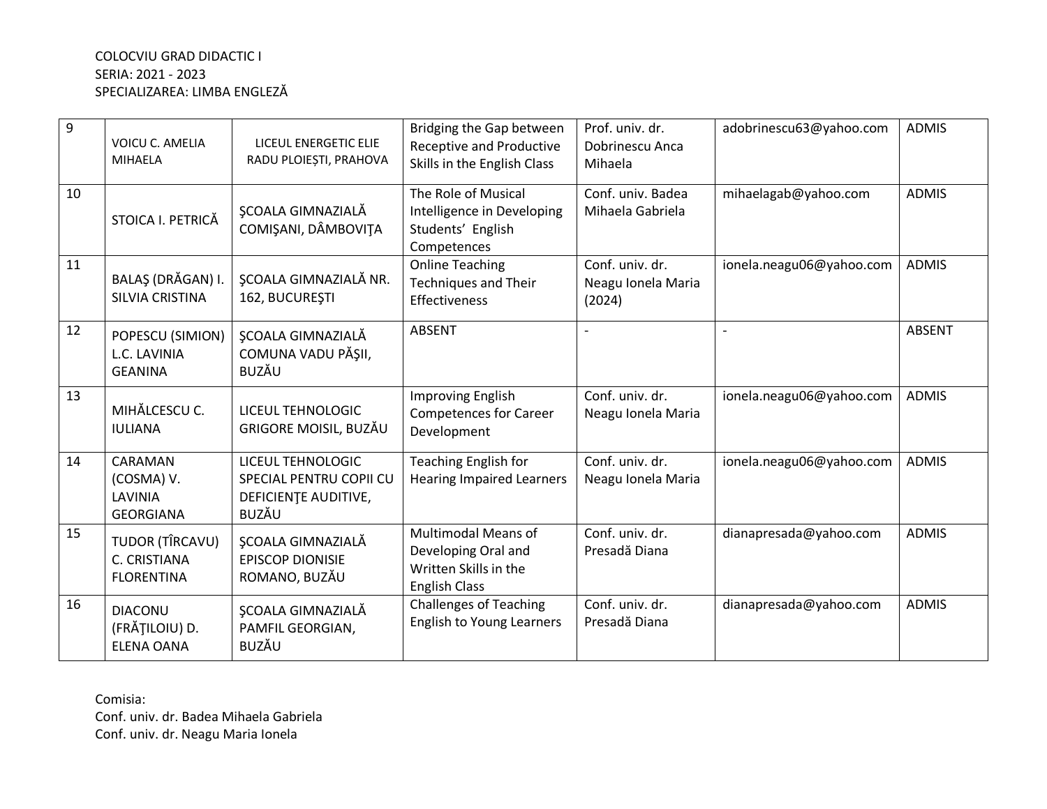COLOCVIU GRAD DIDACTIC I
SERIA: 2021 - 2023
SPECIALIZAREA: LIMBA ENGLEZĂ

| | | | | | | |
|---|---|---|---|---|---|---|
| 9 | VOICU C. AMELIA MIHAELA | LICEUL ENERGETIC ELIE RADU PLOIEȘTI, PRAHOVA | Bridging the Gap between Receptive and Productive Skills in the English Class | Prof. univ. dr. Dobrinescu Anca Mihaela | adobrinescu63@yahoo.com | ADMIS |
| 10 | STOICA I. PETRICĂ | ŞCOALA GIMNAZIALĂ COMIŞANI, DÂMBOVIŢA | The Role of Musical Intelligence in Developing Students' English Competences | Conf. univ. Badea Mihaela Gabriela | mihaelagab@yahoo.com | ADMIS |
| 11 | BALAŞ (DRĂGAN) I. SILVIA CRISTINA | ŞCOALA GIMNAZIALĂ NR. 162, BUCUREŞTI | Online Teaching Techniques and Their Effectiveness | Conf. univ. dr. Neagu Ionela Maria (2024) | ionela.neagu06@yahoo.com | ADMIS |
| 12 | POPESCU (SIMION) L.C. LAVINIA GEANINA | ŞCOALA GIMNAZIALĂ COMUNA VADU PĂŞII, BUZĂU | ABSENT | - | - | ABSENT |
| 13 | MIHĂLCESCU C. IULIANA | LICEUL TEHNOLOGIC GRIGORE MOISIL, BUZĂU | Improving English Competences for Career Development | Conf. univ. dr. Neagu Ionela Maria | ionela.neagu06@yahoo.com | ADMIS |
| 14 | CARAMAN (COSMA) V. LAVINIA GEORGIANA | LICEUL TEHNOLOGIC SPECIAL PENTRU COPII CU DEFICIENŢE AUDITIVE, BUZĂU | Teaching English for Hearing Impaired Learners | Conf. univ. dr. Neagu Ionela Maria | ionela.neagu06@yahoo.com | ADMIS |
| 15 | TUDOR (TÎRCAVU) C. CRISTIANA FLORENTINA | ŞCOALA GIMNAZIALĂ EPISCOP DIONISIE ROMANO, BUZĂU | Multimodal Means of Developing Oral and Written Skills in the English Class | Conf. univ. dr. Presadă Diana | dianapresada@yahoo.com | ADMIS |
| 16 | DIACONU (FRĂŢILOIU) D. ELENA OANA | ŞCOALA GIMNAZIALĂ PAMFIL GEORGIAN, BUZĂU | Challenges of Teaching English to Young Learners | Conf. univ. dr. Presadă Diana | dianapresada@yahoo.com | ADMIS |

Comisia:
Conf. univ. dr. Badea Mihaela Gabriela
Conf. univ. dr. Neagu Maria Ionela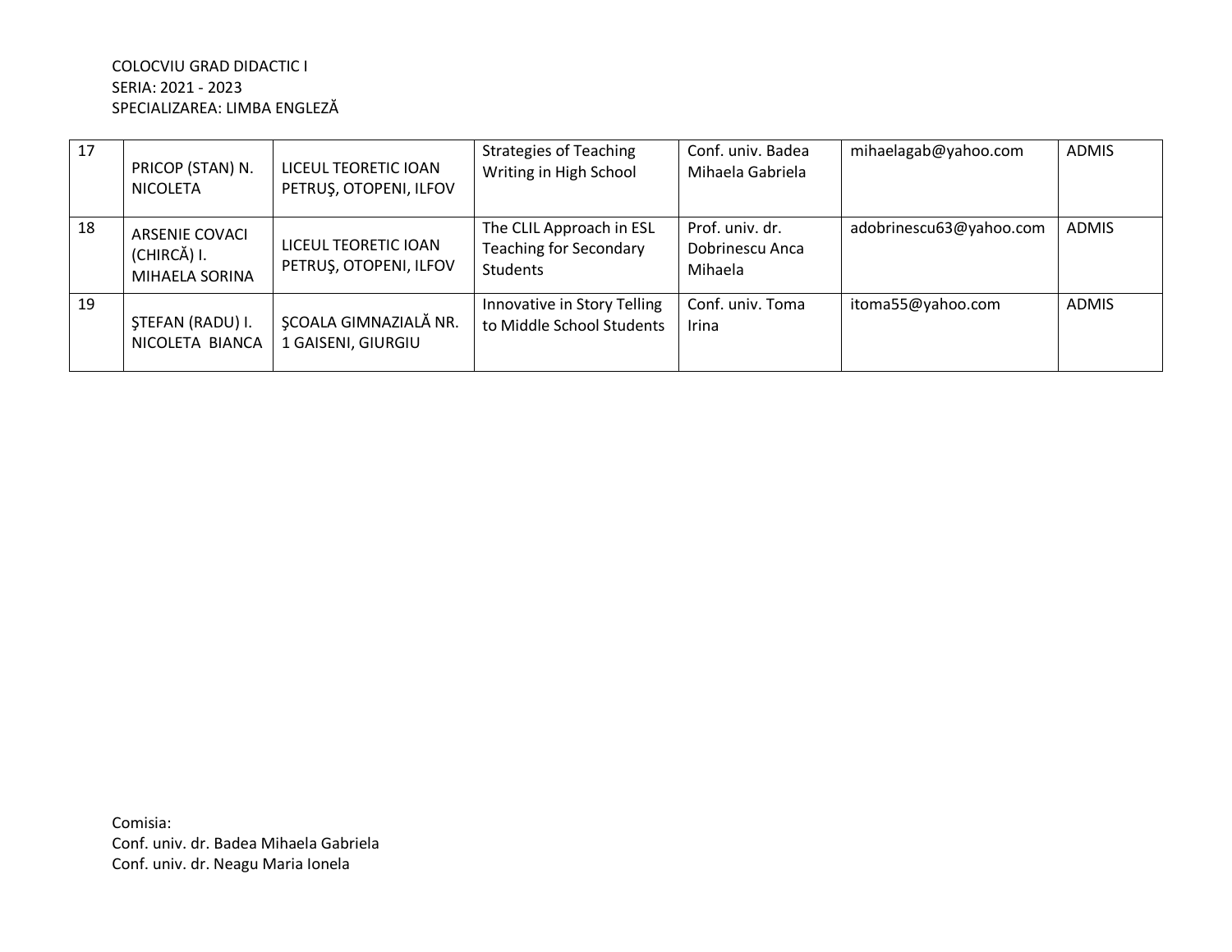COLOCVIU GRAD DIDACTIC I
SERIA: 2021 - 2023
SPECIALIZAREA: LIMBA ENGLEZĂ

| | | | | | | |
|---|---|---|---|---|---|---|
| 17 | PRICOP (STAN) N. NICOLETA | LICEUL TEORETIC IOAN PETRUŞ, OTOPENI, ILFOV | Strategies of Teaching Writing in High School | Conf. univ. Badea Mihaela Gabriela | mihaelagab@yahoo.com | ADMIS |
| 18 | ARSENIE COVACI (CHIRCĂ) I. MIHAELA SORINA | LICEUL TEORETIC IOAN PETRUŞ, OTOPENI, ILFOV | The CLIL Approach in ESL Teaching for Secondary Students | Prof. univ. dr. Dobrinescu Anca Mihaela | adobrinescu63@yahoo.com | ADMIS |
| 19 | ŞTEFAN (RADU) I. NICOLETA BIANCA | ŞCOALA GIMNAZIALĂ NR. 1 GAISENI, GIURGIU | Innovative in Story Telling to Middle School Students | Conf. univ. Toma Irina | itoma55@yahoo.com | ADMIS |

Comisia:
Conf. univ. dr. Badea Mihaela Gabriela
Conf. univ. dr. Neagu Maria Ionela